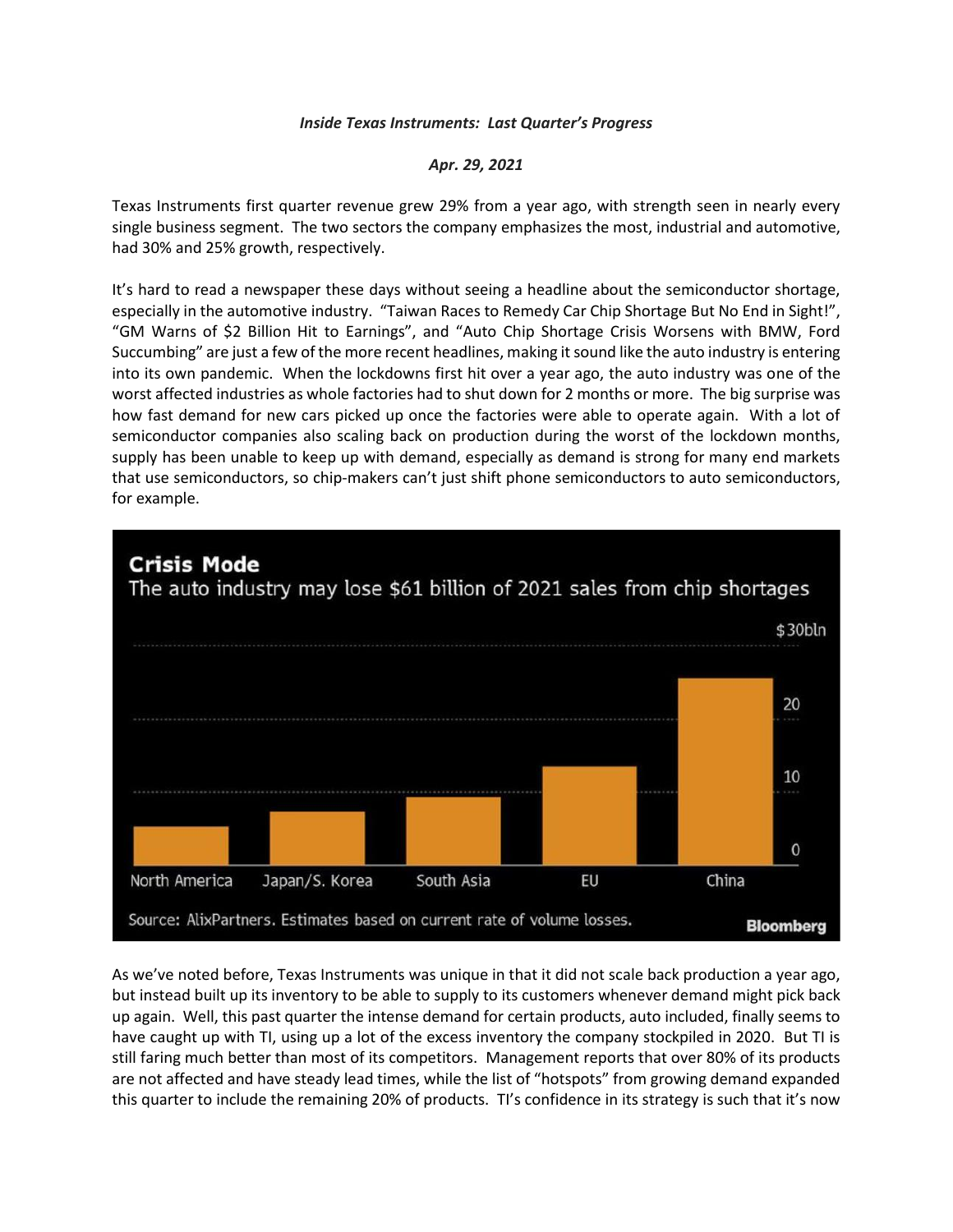*Inside Texas Instruments: Last Quarter's Progress*

*Apr. 29, 2021*

Texas Instruments first quarter revenue grew 29% from a year ago, with strength seen in nearly every single business segment. The two sectors the company emphasizes the most, industrial and automotive, had 30% and 25% growth, respectively.

It's hard to read a newspaper these days without seeing a headline about the semiconductor shortage, especially in the automotive industry. "Taiwan Races to Remedy Car Chip Shortage But No End in Sight!", "GM Warns of $2 Billion Hit to Earnings", and "Auto Chip Shortage Crisis Worsens with BMW, Ford Succumbing" are just a few of the more recent headlines, making it sound like the auto industry is entering into its own pandemic. When the lockdowns first hit over a year ago, the auto industry was one of the worst affected industries as whole factories had to shut down for 2 months or more. The big surprise was how fast demand for new cars picked up once the factories were able to operate again. With a lot of semiconductor companies also scaling back on production during the worst of the lockdown months, supply has been unable to keep up with demand, especially as demand is strong for many end markets that use semiconductors, so chip-makers can't just shift phone semiconductors to auto semiconductors, for example.

**Crisis Mode**

The auto industry may lose $61 billion of 2021 sales from chip shortages

Regions: North America, Japan/S. Korea, South Asia, EU, China (y-axis: 0, 10, 20, $30bln)

Source: AlixPartners. Estimates based on current rate of volume losses. Bloomberg

As we've noted before, Texas Instruments was unique in that it did not scale back production a year ago, but instead built up its inventory to be able to supply to its customers whenever demand might pick back up again. Well, this past quarter the intense demand for certain products, auto included, finally seems to have caught up with TI, using up a lot of the excess inventory the company stockpiled in 2020. But TI is still faring much better than most of its competitors. Management reports that over 80% of its products are not affected and have steady lead times, while the list of "hotspots" from growing demand expanded this quarter to include the remaining 20% of products. TI's confidence in its strategy is such that it's now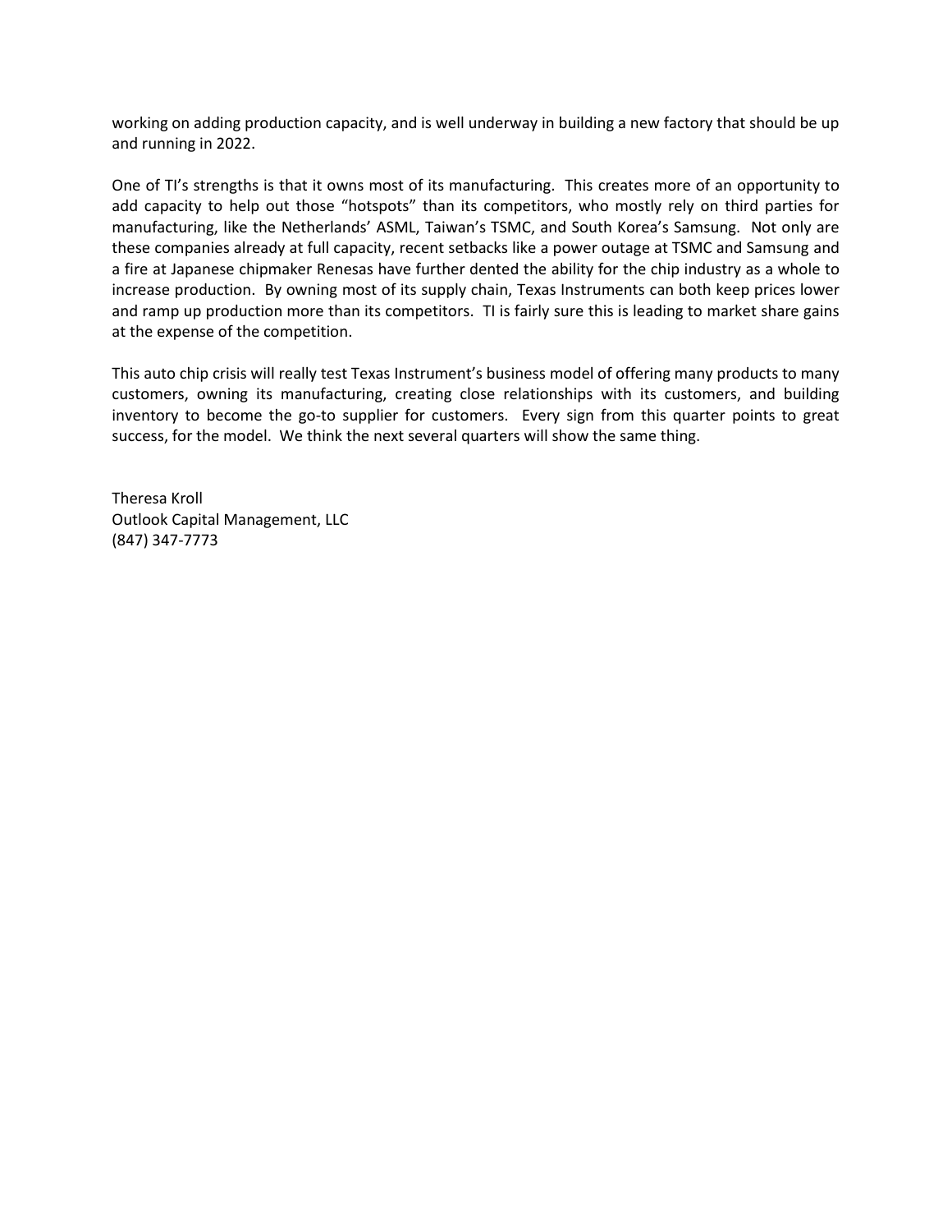working on adding production capacity, and is well underway in building a new factory that should be up and running in 2022.

One of TI's strengths is that it owns most of its manufacturing. This creates more of an opportunity to add capacity to help out those "hotspots" than its competitors, who mostly rely on third parties for manufacturing, like the Netherlands' ASML, Taiwan's TSMC, and South Korea's Samsung. Not only are these companies already at full capacity, recent setbacks like a power outage at TSMC and Samsung and a fire at Japanese chipmaker Renesas have further dented the ability for the chip industry as a whole to increase production. By owning most of its supply chain, Texas Instruments can both keep prices lower and ramp up production more than its competitors. TI is fairly sure this is leading to market share gains at the expense of the competition.

This auto chip crisis will really test Texas Instrument's business model of offering many products to many customers, owning its manufacturing, creating close relationships with its customers, and building inventory to become the go-to supplier for customers. Every sign from this quarter points to great success, for the model. We think the next several quarters will show the same thing.

Theresa Kroll
Outlook Capital Management, LLC
(847) 347-7773